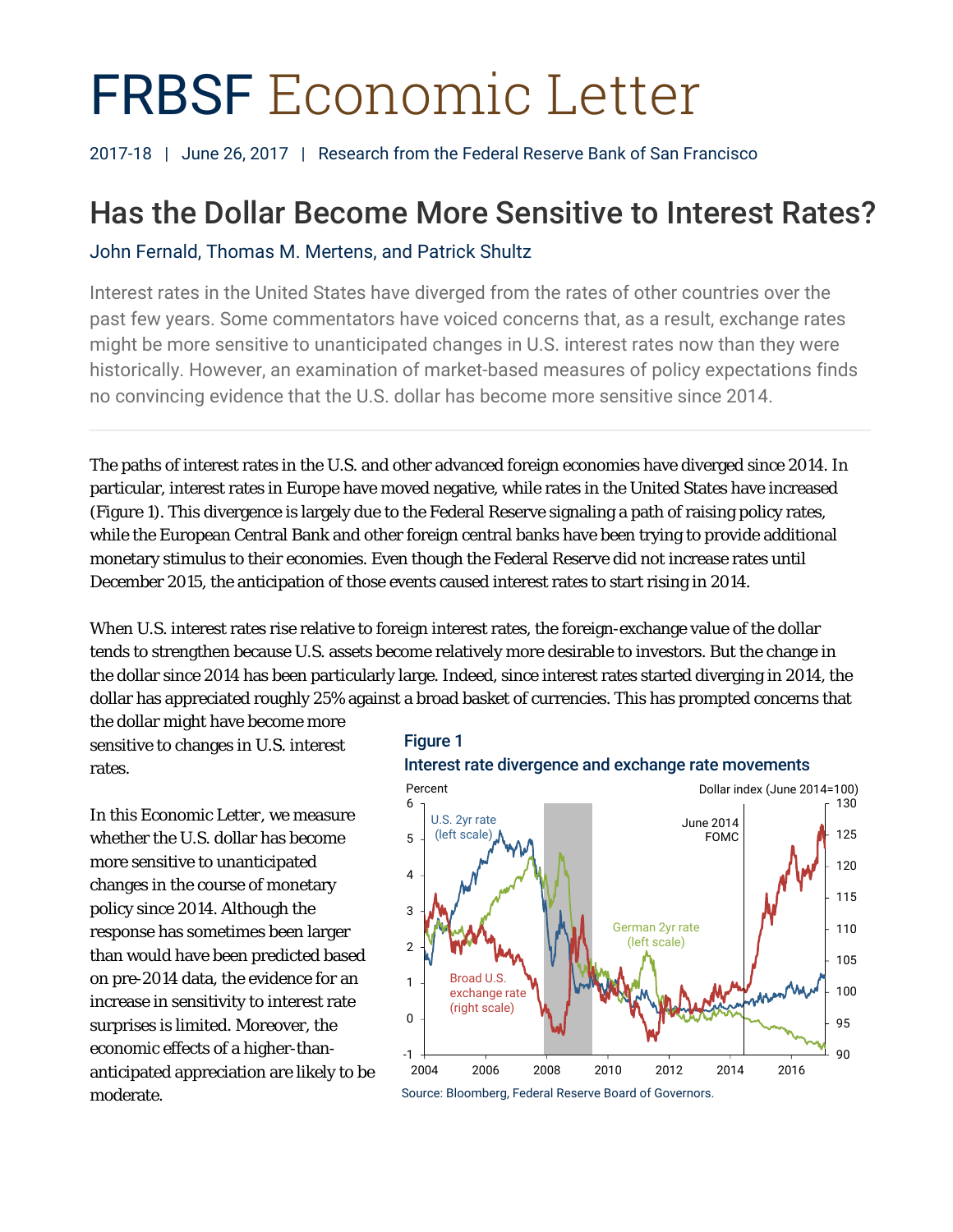# FRBSF Economic Letter

2017-18 | June 26, 2017 | Research from the Federal Reserve Bank of San Francisco

## Has the Dollar Become More Sensitive to Interest Rates?

John Fernald, Thomas M. Mertens, and Patrick Shultz

Interest rates in the United States have diverged from the rates of other countries over the past few years. Some commentators have voiced concerns that, as a result, exchange rates might be more sensitive to unanticipated changes in U.S. interest rates now than they were historically. However, an examination of market-based measures of policy expectations finds no convincing evidence that the U.S. dollar has become more sensitive since 2014.

---

The paths of interest rates in the U.S. and other advanced foreign economies have diverged since 2014. In particular, interest rates in Europe have moved negative, while rates in the United States have increased (Figure 1). This divergence is largely due to the Federal Reserve signaling a path of raising policy rates, while the European Central Bank and other foreign central banks have been trying to provide additional monetary stimulus to their economies. Even though the Federal Reserve did not increase rates until December 2015, the anticipation of those events caused interest rates to start rising in 2014.

When U.S. interest rates rise relative to foreign interest rates, the foreign-exchange value of the dollar tends to strengthen because U.S. assets become relatively more desirable to investors. But the change in the dollar since 2014 has been particularly large. Indeed, since interest rates started diverging in 2014, the dollar has appreciated roughly 25% against a broad basket of currencies. This has prompted concerns that the dollar might have become more sensitive to changes in U.S. interest rates.

In this Economic Letter, we measure whether the U.S. dollar has become more sensitive to unanticipated changes in the course of monetary policy since 2014. Although the response has sometimes been larger than would have been predicted based on pre-2014 data, the evidence for an increase in sensitivity to interest rate surprises is limited. Moreover, the economic effects of a higher-than-anticipated appreciation are likely to be moderate.

**Figure 1**
**Interest rate divergence and exchange rate movements**

Source: Bloomberg, Federal Reserve Board of Governors.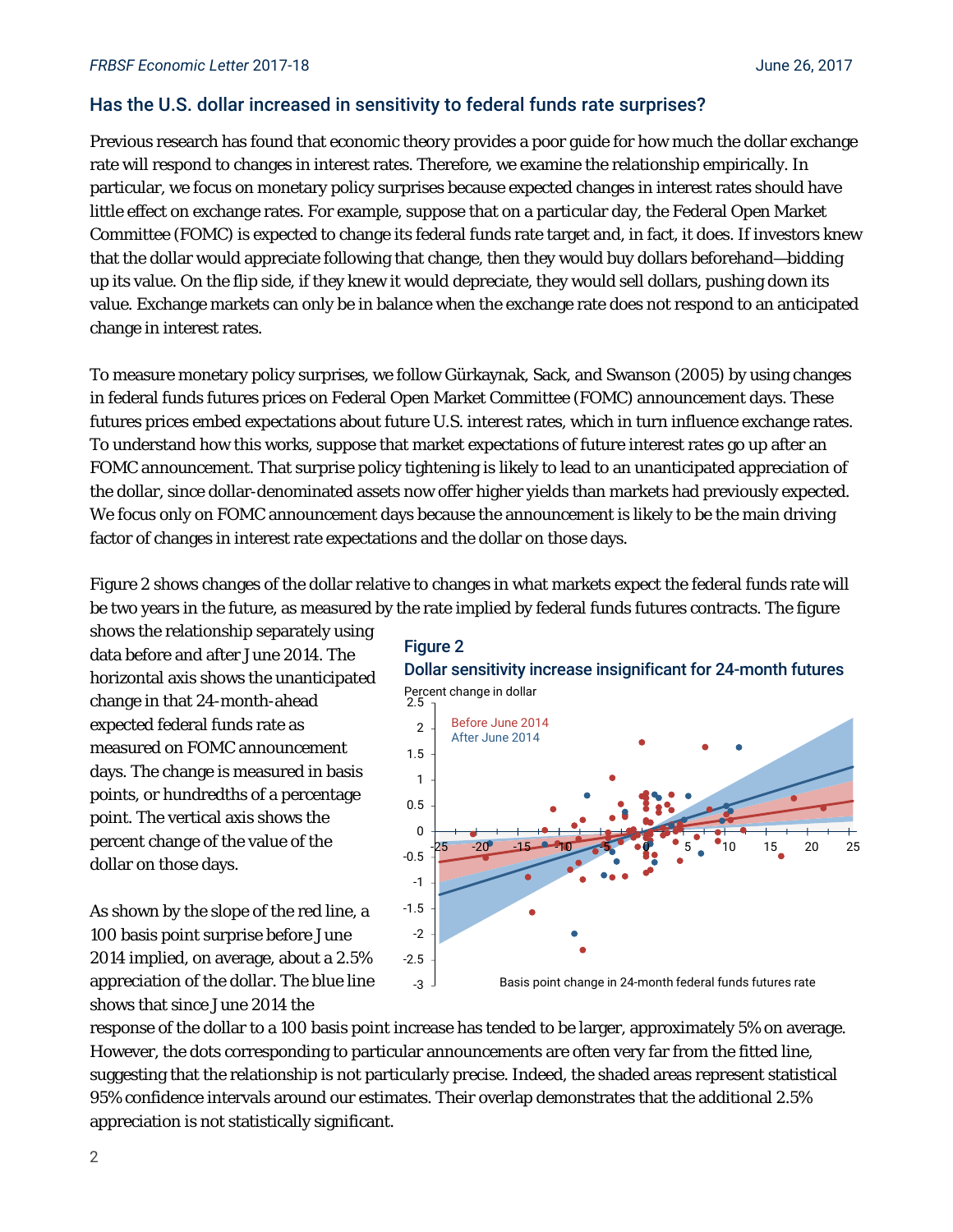## Has the U.S. dollar increased in sensitivity to federal funds rate surprises?

Previous research has found that economic theory provides a poor guide for how much the dollar exchange rate will respond to changes in interest rates. Therefore, we examine the relationship empirically. In particular, we focus on monetary policy surprises because expected changes in interest rates should have little effect on exchange rates. For example, suppose that on a particular day, the Federal Open Market Committee (FOMC) is expected to change its federal funds rate target and, in fact, it does. If investors knew that the dollar would appreciate following that change, then they would buy dollars beforehand—bidding up its value. On the flip side, if they knew it would depreciate, they would sell dollars, pushing down its value. Exchange markets can only be in balance when the exchange rate does not respond to an anticipated change in interest rates.

To measure monetary policy surprises, we follow Gürkaynak, Sack, and Swanson (2005) by using changes in federal funds futures prices on Federal Open Market Committee (FOMC) announcement days. These futures prices embed expectations about future U.S. interest rates, which in turn influence exchange rates. To understand how this works, suppose that market expectations of future interest rates go up after an FOMC announcement. That surprise policy tightening is likely to lead to an unanticipated appreciation of the dollar, since dollar-denominated assets now offer higher yields than markets had previously expected. We focus only on FOMC announcement days because the announcement is likely to be the main driving factor of changes in interest rate expectations and the dollar on those days.

Figure 2 shows changes of the dollar relative to changes in what markets expect the federal funds rate will be two years in the future, as measured by the rate implied by federal funds futures contracts. The figure shows the relationship separately using data before and after June 2014. The horizontal axis shows the unanticipated change in that 24-month-ahead expected federal funds rate as measured on FOMC announcement days. The change is measured in basis points, or hundredths of a percentage point. The vertical axis shows the percent change of the value of the dollar on those days.

**Figure 2**

**Dollar sensitivity increase insignificant for 24-month futures**

As shown by the slope of the red line, a 100 basis point surprise before June 2014 implied, on average, about a 2.5% appreciation of the dollar. The blue line shows that since June 2014 the response of the dollar to a 100 basis point increase has tended to be larger, approximately 5% on average. However, the dots corresponding to particular announcements are often very far from the fitted line, suggesting that the relationship is not particularly precise. Indeed, the shaded areas represent statistical 95% confidence intervals around our estimates. Their overlap demonstrates that the additional 2.5% appreciation is not statistically significant.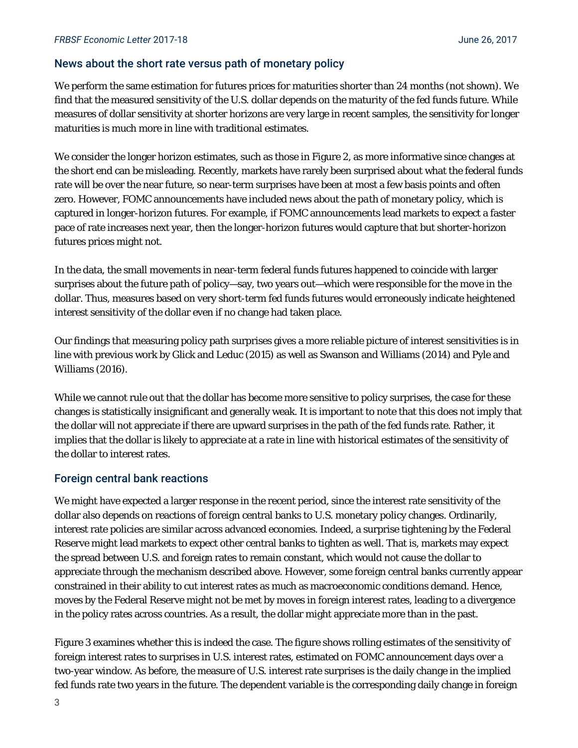## News about the short rate versus path of monetary policy

We perform the same estimation for futures prices for maturities shorter than 24 months (not shown). We find that the measured sensitivity of the U.S. dollar depends on the maturity of the fed funds future. While measures of dollar sensitivity at shorter horizons are very large in recent samples, the sensitivity for longer maturities is much more in line with traditional estimates.

We consider the longer horizon estimates, such as those in Figure 2, as more informative since changes at the short end can be misleading. Recently, markets have rarely been surprised about what the federal funds rate will be over the near future, so near-term surprises have been at most a few basis points and often zero. However, FOMC announcements have included news about the *path* of monetary policy, which is captured in longer-horizon futures. For example, if FOMC announcements lead markets to expect a faster pace of rate increases next year, then the longer-horizon futures would capture that but shorter-horizon futures prices might not.

In the data, the small movements in near-term federal funds futures happened to coincide with larger surprises about the future path of policy—say, two years out—which were responsible for the move in the dollar. Thus, measures based on very short-term fed funds futures would erroneously indicate heightened interest sensitivity of the dollar even if no change had taken place.

Our findings that measuring policy path surprises gives a more reliable picture of interest sensitivities is in line with previous work by Glick and Leduc (2015) as well as Swanson and Williams (2014) and Pyle and Williams (2016).

While we cannot rule out that the dollar has become more sensitive to policy surprises, the case for these changes is statistically insignificant and generally weak. It is important to note that this does not imply that the dollar will not appreciate if there are upward surprises in the path of the fed funds rate. Rather, it implies that the dollar is likely to appreciate at a rate in line with historical estimates of the sensitivity of the dollar to interest rates.

## Foreign central bank reactions

We might have expected a larger response in the recent period, since the interest rate sensitivity of the dollar also depends on reactions of foreign central banks to U.S. monetary policy changes. Ordinarily, interest rate policies are similar across advanced economies. Indeed, a surprise tightening by the Federal Reserve might lead markets to expect other central banks to tighten as well. That is, markets may expect the spread between U.S. and foreign rates to remain constant, which would not cause the dollar to appreciate through the mechanism described above. However, some foreign central banks currently appear constrained in their ability to cut interest rates as much as macroeconomic conditions demand. Hence, moves by the Federal Reserve might not be met by moves in foreign interest rates, leading to a divergence in the policy rates across countries. As a result, the dollar might appreciate more than in the past.

Figure 3 examines whether this is indeed the case. The figure shows rolling estimates of the sensitivity of foreign interest rates to surprises in U.S. interest rates, estimated on FOMC announcement days over a two-year window. As before, the measure of U.S. interest rate surprises is the daily change in the implied fed funds rate two years in the future. The dependent variable is the corresponding daily change in foreign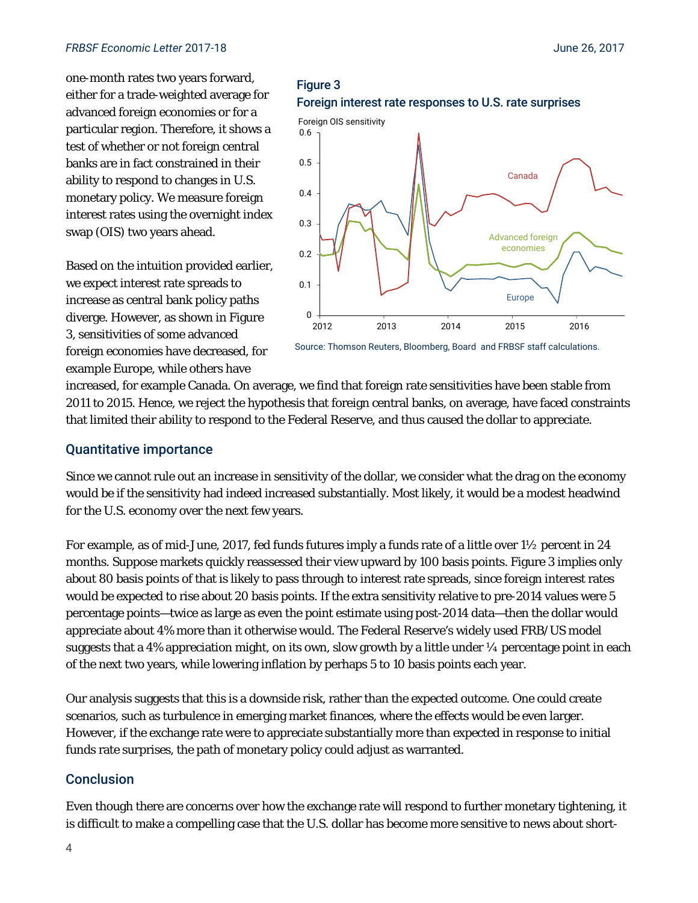one-month rates two years forward, either for a trade-weighted average for advanced foreign economies or for a particular region. Therefore, it shows a test of whether or not foreign central banks are in fact constrained in their ability to respond to changes in U.S. monetary policy. We measure foreign interest rates using the overnight index swap (OIS) two years ahead.

Based on the intuition provided earlier, we expect interest rate spreads to increase as central bank policy paths diverge. However, as shown in Figure 3, sensitivities of some advanced foreign economies have decreased, for example Europe, while others have increased, for example Canada. On average, we find that foreign rate sensitivities have been stable from 2011 to 2015. Hence, we reject the hypothesis that foreign central banks, on average, have faced constraints that limited their ability to respond to the Federal Reserve, and thus caused the dollar to appreciate.

**Figure 3**
**Foreign interest rate responses to U.S. rate surprises**

Source: Thomson Reuters, Bloomberg, Board and FRBSF staff calculations.

## Quantitative importance

Since we cannot rule out an increase in sensitivity of the dollar, we consider what the drag on the economy would be if the sensitivity had indeed increased substantially. Most likely, it would be a modest headwind for the U.S. economy over the next few years.

For example, as of mid-June, 2017, fed funds futures imply a funds rate of a little over 1½ percent in 24 months. Suppose markets quickly reassessed their view upward by 100 basis points. Figure 3 implies only about 80 basis points of that is likely to pass through to interest rate spreads, since foreign interest rates would be expected to rise about 20 basis points. If the extra sensitivity relative to pre-2014 values were 5 percentage points—twice as large as even the point estimate using post-2014 data—then the dollar would appreciate about 4% more than it otherwise would. The Federal Reserve's widely used FRB/US model suggests that a 4% appreciation might, on its own, slow growth by a little under ¼ percentage point in each of the next two years, while lowering inflation by perhaps 5 to 10 basis points each year.

Our analysis suggests that this is a downside risk, rather than the expected outcome. One could create scenarios, such as turbulence in emerging market finances, where the effects would be even larger. However, if the exchange rate were to appreciate substantially more than expected in response to initial funds rate surprises, the path of monetary policy could adjust as warranted.

## Conclusion

Even though there are concerns over how the exchange rate will respond to further monetary tightening, it is difficult to make a compelling case that the U.S. dollar has become more sensitive to news about short-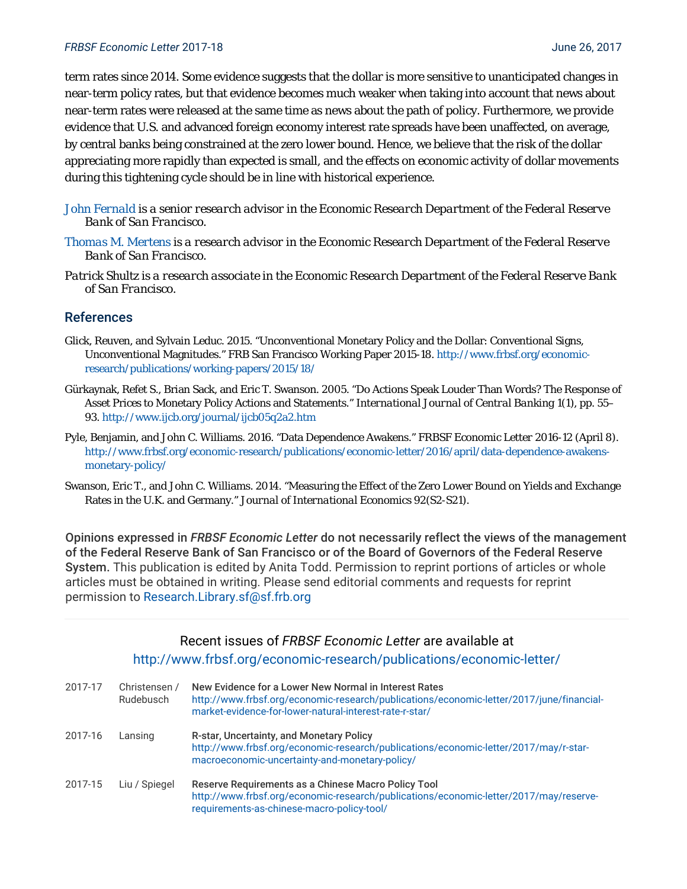term rates since 2014. Some evidence suggests that the dollar is more sensitive to unanticipated changes in near-term policy rates, but that evidence becomes much weaker when taking into account that news about near-term rates were released at the same time as news about the path of policy. Furthermore, we provide evidence that U.S. and advanced foreign economy interest rate spreads have been unaffected, on average, by central banks being constrained at the zero lower bound. Hence, we believe that the risk of the dollar appreciating more rapidly than expected is small, and the effects on economic activity of dollar movements during this tightening cycle should be in line with historical experience.

*John Fernald is a senior research advisor in the Economic Research Department of the Federal Reserve Bank of San Francisco.*

*Thomas M. Mertens is a research advisor in the Economic Research Department of the Federal Reserve Bank of San Francisco.*

*Patrick Shultz is a research associate in the Economic Research Department of the Federal Reserve Bank of San Francisco.*

## References

Glick, Reuven, and Sylvain Leduc. 2015. "Unconventional Monetary Policy and the Dollar: Conventional Signs, Unconventional Magnitudes." FRB San Francisco Working Paper 2015-18. http://www.frbsf.org/economic-research/publications/working-papers/2015/18/

Gürkaynak, Refet S., Brian Sack, and Eric T. Swanson. 2005. "Do Actions Speak Louder Than Words? The Response of Asset Prices to Monetary Policy Actions and Statements." *International Journal of Central Banking* 1(1), pp. 55–93. http://www.ijcb.org/journal/ijcb05q2a2.htm

Pyle, Benjamin, and John C. Williams. 2016. "Data Dependence Awakens." FRBSF Economic Letter 2016-12 (April 8). http://www.frbsf.org/economic-research/publications/economic-letter/2016/april/data-dependence-awakens-monetary-policy/

Swanson, Eric T., and John C. Williams. 2014. "Measuring the Effect of the Zero Lower Bound on Yields and Exchange Rates in the U.K. and Germany." *Journal of International Economics* 92(S2-S21).

**Opinions expressed in *FRBSF Economic Letter* do not necessarily reflect the views of the management of the Federal Reserve Bank of San Francisco or of the Board of Governors of the Federal Reserve System.** This publication is edited by Anita Todd. Permission to reprint portions of articles or whole articles must be obtained in writing. Please send editorial comments and requests for reprint permission to Research.Library.sf@sf.frb.org

Recent issues of *FRBSF Economic Letter* are available at
http://www.frbsf.org/economic-research/publications/economic-letter/

| | | |
|---|---|---|
| 2017-17 | Christensen / Rudebusch | **New Evidence for a Lower New Normal in Interest Rates** http://www.frbsf.org/economic-research/publications/economic-letter/2017/june/financial-market-evidence-for-lower-natural-interest-rate-r-star/ |
| 2017-16 | Lansing | **R-star, Uncertainty, and Monetary Policy** http://www.frbsf.org/economic-research/publications/economic-letter/2017/may/r-star-macroeconomic-uncertainty-and-monetary-policy/ |
| 2017-15 | Liu / Spiegel | **Reserve Requirements as a Chinese Macro Policy Tool** http://www.frbsf.org/economic-research/publications/economic-letter/2017/may/reserve-requirements-as-chinese-macro-policy-tool/ |